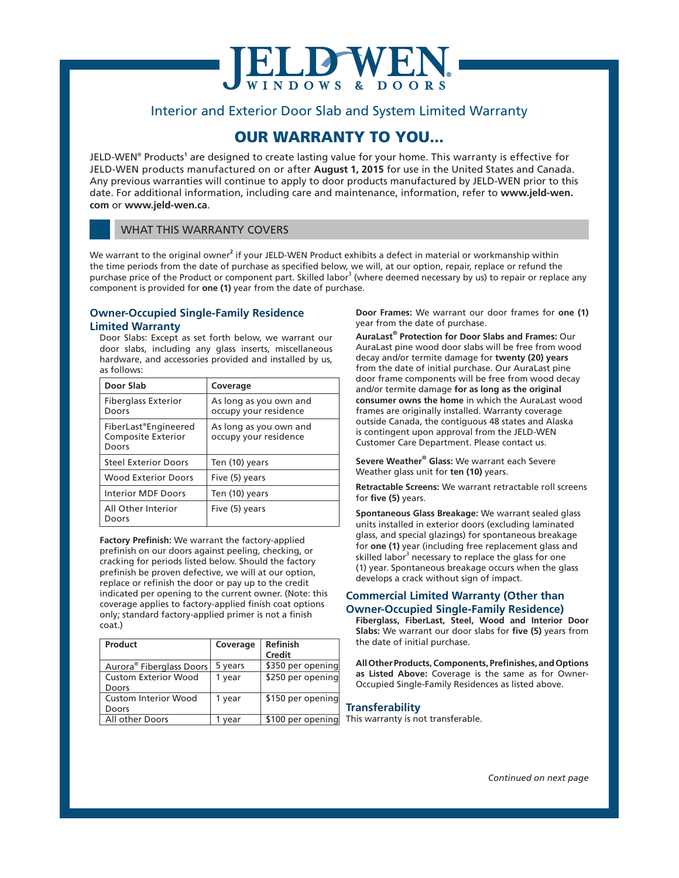# JELD-WEN WINDOWS & DOORS

## Interior and Exterior Door Slab and System Limited Warranty

# OUR WARRANTY TO YOU...

JELD-WEN® Products[1] are designed to create lasting value for your home. This warranty is effective for JELD-WEN products manufactured on or after **August 1, 2015** for use in the United States and Canada. Any previous warranties will continue to apply to door products manufactured by JELD-WEN prior to this date. For additional information, including care and maintenance, information, refer to **www.jeld-wen.com** or **www.jeld-wen.ca**.

## WHAT THIS WARRANTY COVERS

We warrant to the original owner[2] if your JELD-WEN Product exhibits a defect in material or workmanship within the time periods from the date of purchase as specified below, we will, at our option, repair, replace or refund the purchase price of the Product or component part. Skilled labor[3] (where deemed necessary by us) to repair or replace any component is provided for **one (1)** year from the date of purchase.

### Owner-Occupied Single-Family Residence Limited Warranty

Door Slabs: Except as set forth below, we warrant our door slabs, including any glass inserts, miscellaneous hardware, and accessories provided and installed by us, as follows:

| Door Slab | Coverage |
|---|---|
| Fiberglass Exterior Doors | As long as you own and occupy your residence |
| FiberLast®Engineered Composite Exterior Doors | As long as you own and occupy your residence |
| Steel Exterior Doors | Ten (10) years |
| Wood Exterior Doors | Five (5) years |
| Interior MDF Doors | Ten (10) years |
| All Other Interior Doors | Five (5) years |

**Factory Prefinish:** We warrant the factory-applied prefinish on our doors against peeling, checking, or cracking for periods listed below. Should the factory prefinish be proven defective, we will at our option, replace or refinish the door or pay up to the credit indicated per opening to the current owner. (Note: this coverage applies to factory-applied finish coat options only; standard factory-applied primer is not a finish coat.)

| Product | Coverage | Refinish Credit |
|---|---|---|
| Aurora® Fiberglass Doors | 5 years | $350 per opening |
| Custom Exterior Wood Doors | 1 year | $250 per opening |
| Custom Interior Wood Doors | 1 year | $150 per opening |
| All other Doors | 1 year | $100 per opening |

**Door Frames:** We warrant our door frames for **one (1)** year from the date of purchase.

**AuraLast® Protection for Door Slabs and Frames:** Our AuraLast pine wood door slabs will be free from wood decay and/or termite damage for **twenty (20) years** from the date of initial purchase. Our AuraLast pine door frame components will be free from wood decay and/or termite damage **for as long as the original consumer owns the home** in which the AuraLast wood frames are originally installed. Warranty coverage outside Canada, the contiguous 48 states and Alaska is contingent upon approval from the JELD-WEN Customer Care Department. Please contact us.

**Severe Weather® Glass:** We warrant each Severe Weather glass unit for **ten (10)** years.

**Retractable Screens:** We warrant retractable roll screens for **five (5)** years.

**Spontaneous Glass Breakage:** We warrant sealed glass units installed in exterior doors (excluding laminated glass, and special glazings) for spontaneous breakage for **one (1)** year (including free replacement glass and skilled labor[3] necessary to replace the glass for one (1) year. Spontaneous breakage occurs when the glass develops a crack without sign of impact.

### Commercial Limited Warranty (Other than Owner-Occupied Single-Family Residence)

**Fiberglass, FiberLast, Steel, Wood and Interior Door Slabs:** We warrant our door slabs for **five (5)** years from the date of initial purchase.

**All Other Products, Components, Prefinishes, and Options as Listed Above:** Coverage is the same as for Owner-Occupied Single-Family Residences as listed above.

### Transferability

This warranty is not transferable.

*Continued on next page*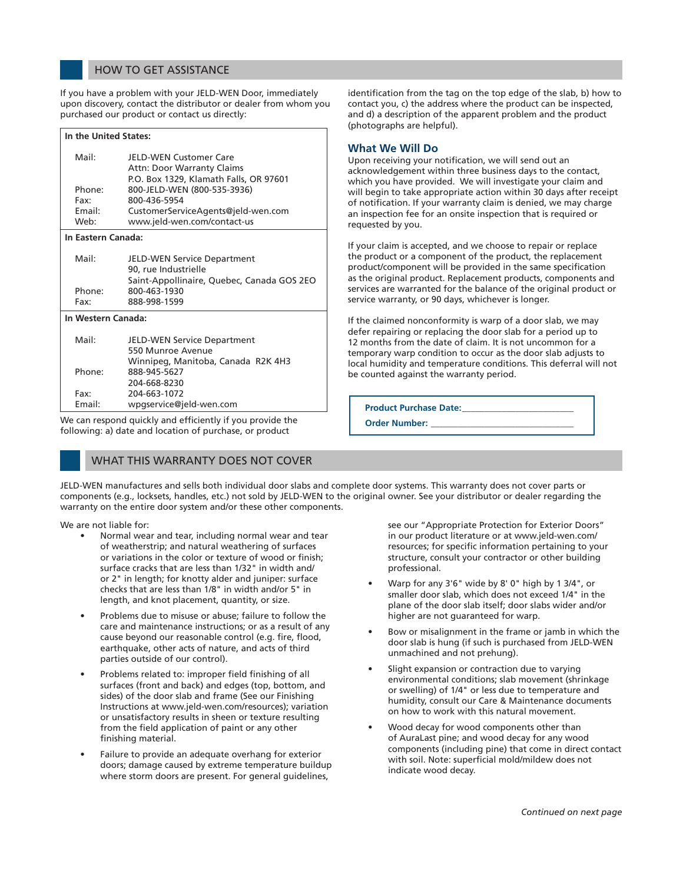## HOW TO GET ASSISTANCE

If you have a problem with your JELD-WEN Door, immediately upon discovery, contact the distributor or dealer from whom you purchased our product or contact us directly:

| **In the United States:** | |
|---|---|
| Mail: | JELD-WEN Customer Care<br>Attn: Door Warranty Claims<br>P.O. Box 1329, Klamath Falls, OR 97601 |
| Phone: | 800-JELD-WEN (800-535-3936) |
| Fax: | 800-436-5954 |
| Email: | CustomerServiceAgents@jeld-wen.com |
| Web: | www.jeld-wen.com/contact-us |
| **In Eastern Canada:** | |
| Mail: | JELD-WEN Service Department<br>90, rue Industrielle<br>Saint-Appollinaire, Quebec, Canada G0S 2E0 |
| Phone: | 800-463-1930 |
| Fax: | 888-998-1599 |
| **In Western Canada:** | |
| Mail: | JELD-WEN Service Department<br>550 Munroe Avenue<br>Winnipeg, Manitoba, Canada R2K 4H3 |
| Phone: | 888-945-5627<br>204-668-8230 |
| Fax: | 204-663-1072 |
| Email: | wpgservice@jeld-wen.com |

We can respond quickly and efficiently if you provide the following: a) date and location of purchase, or product identification from the tag on the top edge of the slab, b) how to contact you, c) the address where the product can be inspected, and d) a description of the apparent problem and the product (photographs are helpful).

### What We Will Do

Upon receiving your notification, we will send out an acknowledgement within three business days to the contact, which you have provided. We will investigate your claim and will begin to take appropriate action within 30 days after receipt of notification. If your warranty claim is denied, we may charge an inspection fee for an onsite inspection that is required or requested by you.

If your claim is accepted, and we choose to repair or replace the product or a component of the product, the replacement product/component will be provided in the same specification as the original product. Replacement products, components and services are warranted for the balance of the original product or service warranty, or 90 days, whichever is longer.

If the claimed nonconformity is warp of a door slab, we may defer repairing or replacing the door slab for a period up to 12 months from the date of claim. It is not uncommon for a temporary warp condition to occur as the door slab adjusts to local humidity and temperature conditions. This deferral will not be counted against the warranty period.

**Product Purchase Date:**\_\_\_\_\_\_\_\_\_\_\_\_\_\_\_\_\_\_\_\_\_\_\_\_

**Order Number:** \_\_\_\_\_\_\_\_\_\_\_\_\_\_\_\_\_\_\_\_\_\_\_\_\_\_\_\_\_\_

## WHAT THIS WARRANTY DOES NOT COVER

JELD-WEN manufactures and sells both individual door slabs and complete door systems. This warranty does not cover parts or components (e.g., locksets, handles, etc.) not sold by JELD-WEN to the original owner. See your distributor or dealer regarding the warranty on the entire door system and/or these other components.

We are not liable for:

- Normal wear and tear, including normal wear and tear of weatherstrip; and natural weathering of surfaces or variations in the color or texture of wood or finish; surface cracks that are less than 1/32" in width and/or 2" in length; for knotty alder and juniper: surface checks that are less than 1/8" in width and/or 5" in length, and knot placement, quantity, or size.
- Problems due to misuse or abuse; failure to follow the care and maintenance instructions; or as a result of any cause beyond our reasonable control (e.g. fire, flood, earthquake, other acts of nature, and acts of third parties outside of our control).
- Problems related to: improper field finishing of all surfaces (front and back) and edges (top, bottom, and sides) of the door slab and frame (See our Finishing Instructions at www.jeld-wen.com/resources); variation or unsatisfactory results in sheen or texture resulting from the field application of paint or any other finishing material.
- Failure to provide an adequate overhang for exterior doors; damage caused by extreme temperature buildup where storm doors are present. For general guidelines, see our "Appropriate Protection for Exterior Doors" in our product literature or at www.jeld-wen.com/resources; for specific information pertaining to your structure, consult your contractor or other building professional.
- Warp for any 3'6" wide by 8' 0" high by 1 3/4", or smaller door slab, which does not exceed 1/4" in the plane of the door slab itself; door slabs wider and/or higher are not guaranteed for warp.
- Bow or misalignment in the frame or jamb in which the door slab is hung (if such is purchased from JELD-WEN unmachined and not prehung).
- Slight expansion or contraction due to varying environmental conditions; slab movement (shrinkage or swelling) of 1/4" or less due to temperature and humidity, consult our Care & Maintenance documents on how to work with this natural movement.
- Wood decay for wood components other than of AuraLast pine; and wood decay for any wood components (including pine) that come in direct contact with soil. Note: superficial mold/mildew does not indicate wood decay.

*Continued on next page*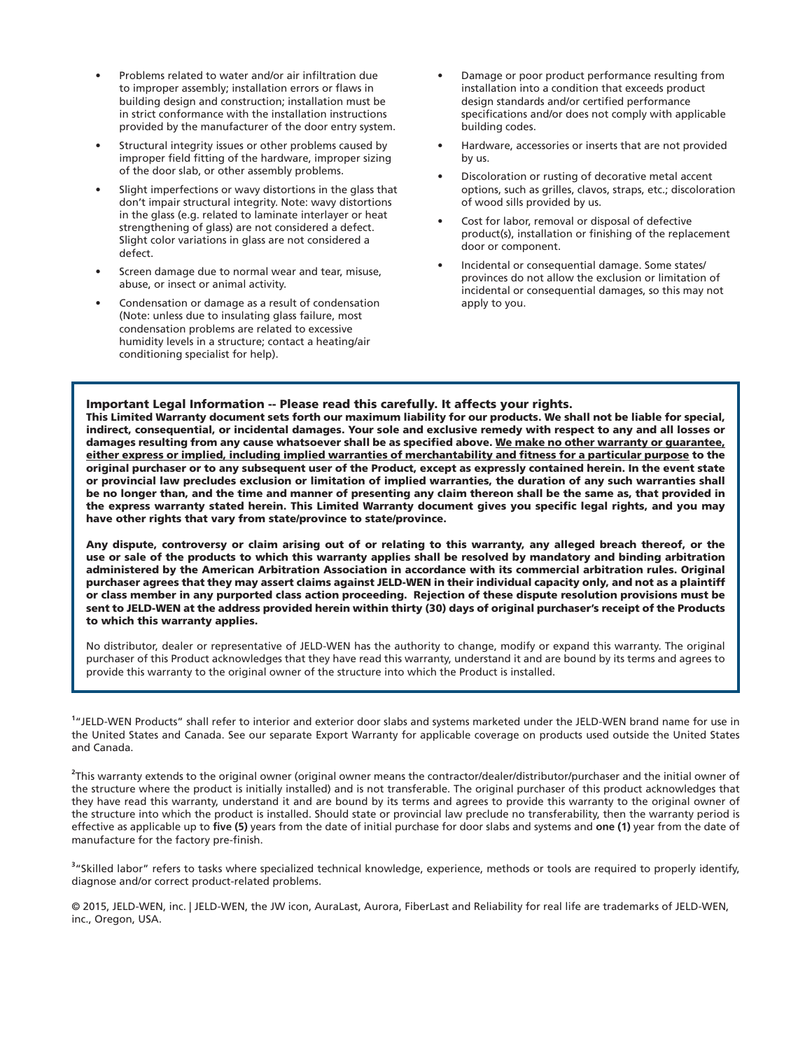- Problems related to water and/or air infiltration due to improper assembly; installation errors or flaws in building design and construction; installation must be in strict conformance with the installation instructions provided by the manufacturer of the door entry system.
- Structural integrity issues or other problems caused by improper field fitting of the hardware, improper sizing of the door slab, or other assembly problems.
- Slight imperfections or wavy distortions in the glass that don't impair structural integrity. Note: wavy distortions in the glass (e.g. related to laminate interlayer or heat strengthening of glass) are not considered a defect. Slight color variations in glass are not considered a defect.
- Screen damage due to normal wear and tear, misuse, abuse, or insect or animal activity.
- Condensation or damage as a result of condensation (Note: unless due to insulating glass failure, most condensation problems are related to excessive humidity levels in a structure; contact a heating/air conditioning specialist for help).
- Damage or poor product performance resulting from installation into a condition that exceeds product design standards and/or certified performance specifications and/or does not comply with applicable building codes.
- Hardware, accessories or inserts that are not provided by us.
- Discoloration or rusting of decorative metal accent options, such as grilles, clavos, straps, etc.; discoloration of wood sills provided by us.
- Cost for labor, removal or disposal of defective product(s), installation or finishing of the replacement door or component.
- Incidental or consequential damage. Some states/provinces do not allow the exclusion or limitation of incidental or consequential damages, so this may not apply to you.

**Important Legal Information -- Please read this carefully. It affects your rights.**
**This Limited Warranty document sets forth our maximum liability for our products. We shall not be liable for special, indirect, consequential, or incidental damages. Your sole and exclusive remedy with respect to any and all losses or damages resulting from any cause whatsoever shall be as specified above. We make no other warranty or guarantee, either express or implied, including implied warranties of merchantability and fitness for a particular purpose to the original purchaser or to any subsequent user of the Product, except as expressly contained herein. In the event state or provincial law precludes exclusion or limitation of implied warranties, the duration of any such warranties shall be no longer than, and the time and manner of presenting any claim thereon shall be the same as, that provided in the express warranty stated herein. This Limited Warranty document gives you specific legal rights, and you may have other rights that vary from state/province to state/province.**

**Any dispute, controversy or claim arising out of or relating to this warranty, any alleged breach thereof, or the use or sale of the products to which this warranty applies shall be resolved by mandatory and binding arbitration administered by the American Arbitration Association in accordance with its commercial arbitration rules. Original purchaser agrees that they may assert claims against JELD-WEN in their individual capacity only, and not as a plaintiff or class member in any purported class action proceeding. Rejection of these dispute resolution provisions must be sent to JELD-WEN at the address provided herein within thirty (30) days of original purchaser's receipt of the Products to which this warranty applies.**

No distributor, dealer or representative of JELD-WEN has the authority to change, modify or expand this warranty. The original purchaser of this Product acknowledges that they have read this warranty, understand it and are bound by its terms and agrees to provide this warranty to the original owner of the structure into which the Product is installed.

[1] "JELD-WEN Products" shall refer to interior and exterior door slabs and systems marketed under the JELD-WEN brand name for use in the United States and Canada. See our separate Export Warranty for applicable coverage on products used outside the United States and Canada.

[2] This warranty extends to the original owner (original owner means the contractor/dealer/distributor/purchaser and the initial owner of the structure where the product is initially installed) and is not transferable. The original purchaser of this product acknowledges that they have read this warranty, understand it and are bound by its terms and agrees to provide this warranty to the original owner of the structure into which the product is installed. Should state or provincial law preclude no transferability, then the warranty period is effective as applicable up to **five (5)** years from the date of initial purchase for door slabs and systems and **one (1)** year from the date of manufacture for the factory pre-finish.

[3] "Skilled labor" refers to tasks where specialized technical knowledge, experience, methods or tools are required to properly identify, diagnose and/or correct product-related problems.

© 2015, JELD-WEN, inc. | JELD-WEN, the JW icon, AuraLast, Aurora, FiberLast and Reliability for real life are trademarks of JELD-WEN, inc., Oregon, USA.